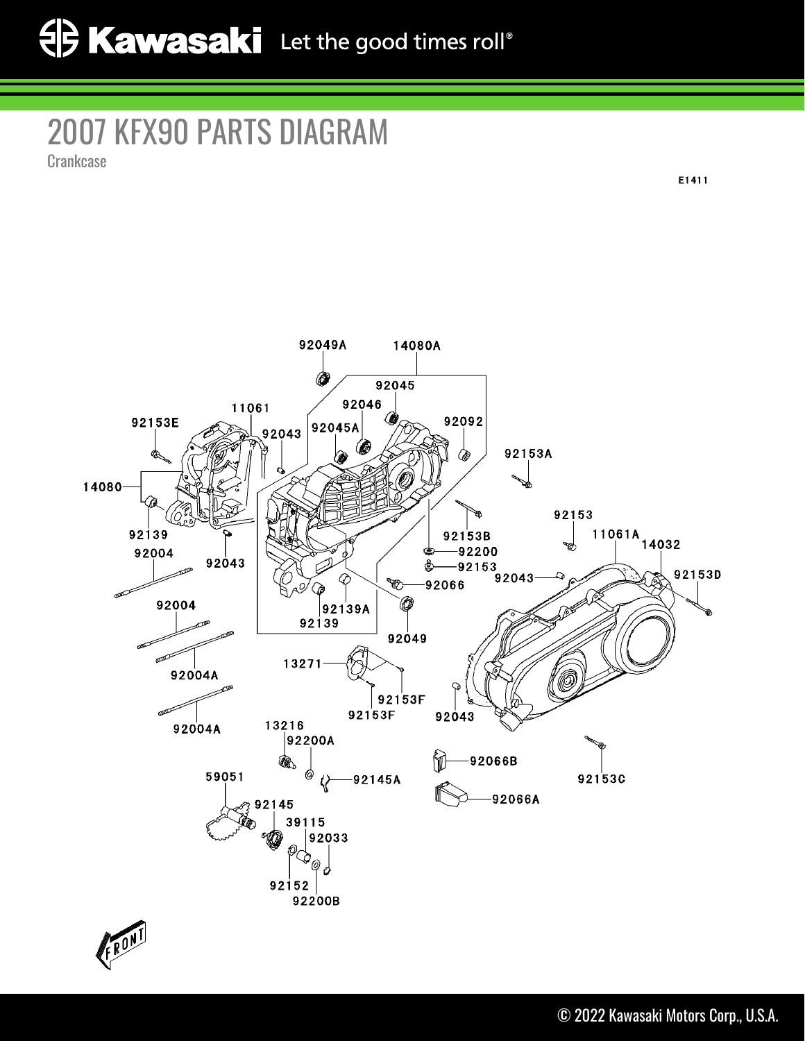# 2007 KFX90 PARTS DIAGRAM

Crankcase

E1411

92049A
14080A
92045
92046
11061
92153E
92045A
92092
92043
92153A
14080
92153
92153B
11061A
14032
92139
92200
92004
92043
92153
92153D
92043
92066
92139A
92139
92004
92049
13271
92004A
92153F
92153F
92043
92004A
13216
92200A
92066B
92145A
92153C
59051
92066A
92145
39115
92033
92152
92200B

FRONT

© 2022 Kawasaki Motors Corp., U.S.A.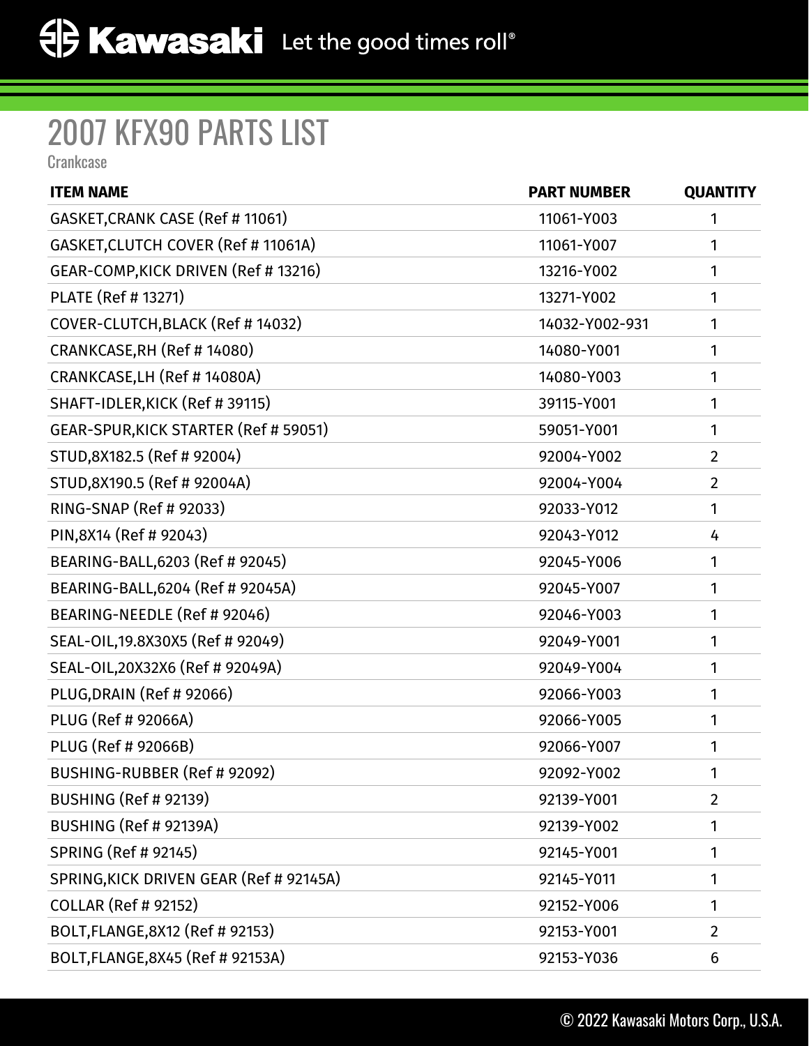# 2007 KFX90 PARTS LIST

Crankcase

| ITEM NAME | PART NUMBER | QUANTITY |
|---|---|---|
| GASKET,CRANK CASE (Ref # 11061) | 11061-Y003 | 1 |
| GASKET,CLUTCH COVER (Ref # 11061A) | 11061-Y007 | 1 |
| GEAR-COMP,KICK DRIVEN (Ref # 13216) | 13216-Y002 | 1 |
| PLATE (Ref # 13271) | 13271-Y002 | 1 |
| COVER-CLUTCH,BLACK (Ref # 14032) | 14032-Y002-931 | 1 |
| CRANKCASE,RH (Ref # 14080) | 14080-Y001 | 1 |
| CRANKCASE,LH (Ref # 14080A) | 14080-Y003 | 1 |
| SHAFT-IDLER,KICK (Ref # 39115) | 39115-Y001 | 1 |
| GEAR-SPUR,KICK STARTER (Ref # 59051) | 59051-Y001 | 1 |
| STUD,8X182.5 (Ref # 92004) | 92004-Y002 | 2 |
| STUD,8X190.5 (Ref # 92004A) | 92004-Y004 | 2 |
| RING-SNAP (Ref # 92033) | 92033-Y012 | 1 |
| PIN,8X14 (Ref # 92043) | 92043-Y012 | 4 |
| BEARING-BALL,6203 (Ref # 92045) | 92045-Y006 | 1 |
| BEARING-BALL,6204 (Ref # 92045A) | 92045-Y007 | 1 |
| BEARING-NEEDLE (Ref # 92046) | 92046-Y003 | 1 |
| SEAL-OIL,19.8X30X5 (Ref # 92049) | 92049-Y001 | 1 |
| SEAL-OIL,20X32X6 (Ref # 92049A) | 92049-Y004 | 1 |
| PLUG,DRAIN (Ref # 92066) | 92066-Y003 | 1 |
| PLUG (Ref # 92066A) | 92066-Y005 | 1 |
| PLUG (Ref # 92066B) | 92066-Y007 | 1 |
| BUSHING-RUBBER (Ref # 92092) | 92092-Y002 | 1 |
| BUSHING (Ref # 92139) | 92139-Y001 | 2 |
| BUSHING (Ref # 92139A) | 92139-Y002 | 1 |
| SPRING (Ref # 92145) | 92145-Y001 | 1 |
| SPRING,KICK DRIVEN GEAR (Ref # 92145A) | 92145-Y011 | 1 |
| COLLAR (Ref # 92152) | 92152-Y006 | 1 |
| BOLT,FLANGE,8X12 (Ref # 92153) | 92153-Y001 | 2 |
| BOLT,FLANGE,8X45 (Ref # 92153A) | 92153-Y036 | 6 |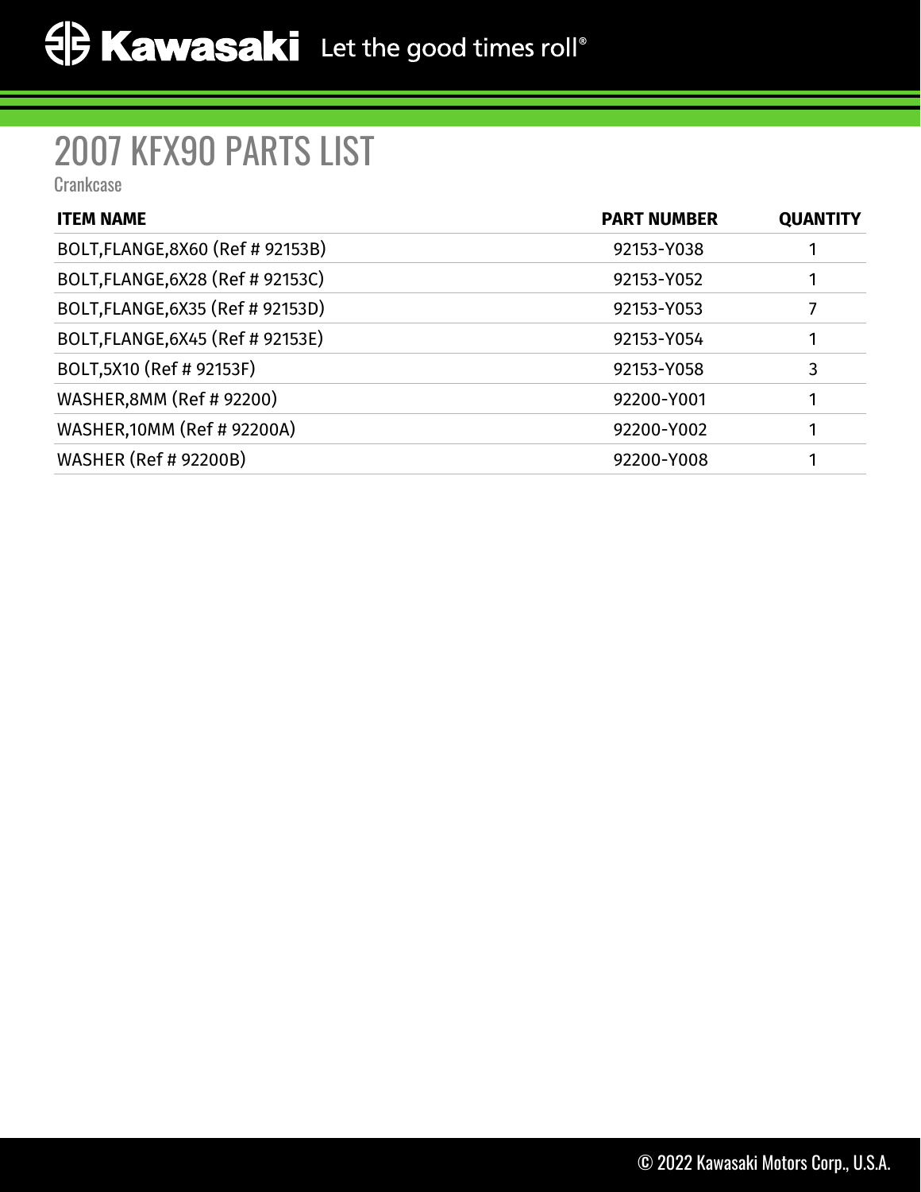# 2007 KFX90 PARTS LIST

Crankcase

| ITEM NAME | PART NUMBER | QUANTITY |
| --- | --- | --- |
| BOLT,FLANGE,8X60 (Ref # 92153B) | 92153-Y038 | 1 |
| BOLT,FLANGE,6X28 (Ref # 92153C) | 92153-Y052 | 1 |
| BOLT,FLANGE,6X35 (Ref # 92153D) | 92153-Y053 | 7 |
| BOLT,FLANGE,6X45 (Ref # 92153E) | 92153-Y054 | 1 |
| BOLT,5X10 (Ref # 92153F) | 92153-Y058 | 3 |
| WASHER,8MM (Ref # 92200) | 92200-Y001 | 1 |
| WASHER,10MM (Ref # 92200A) | 92200-Y002 | 1 |
| WASHER (Ref # 92200B) | 92200-Y008 | 1 |